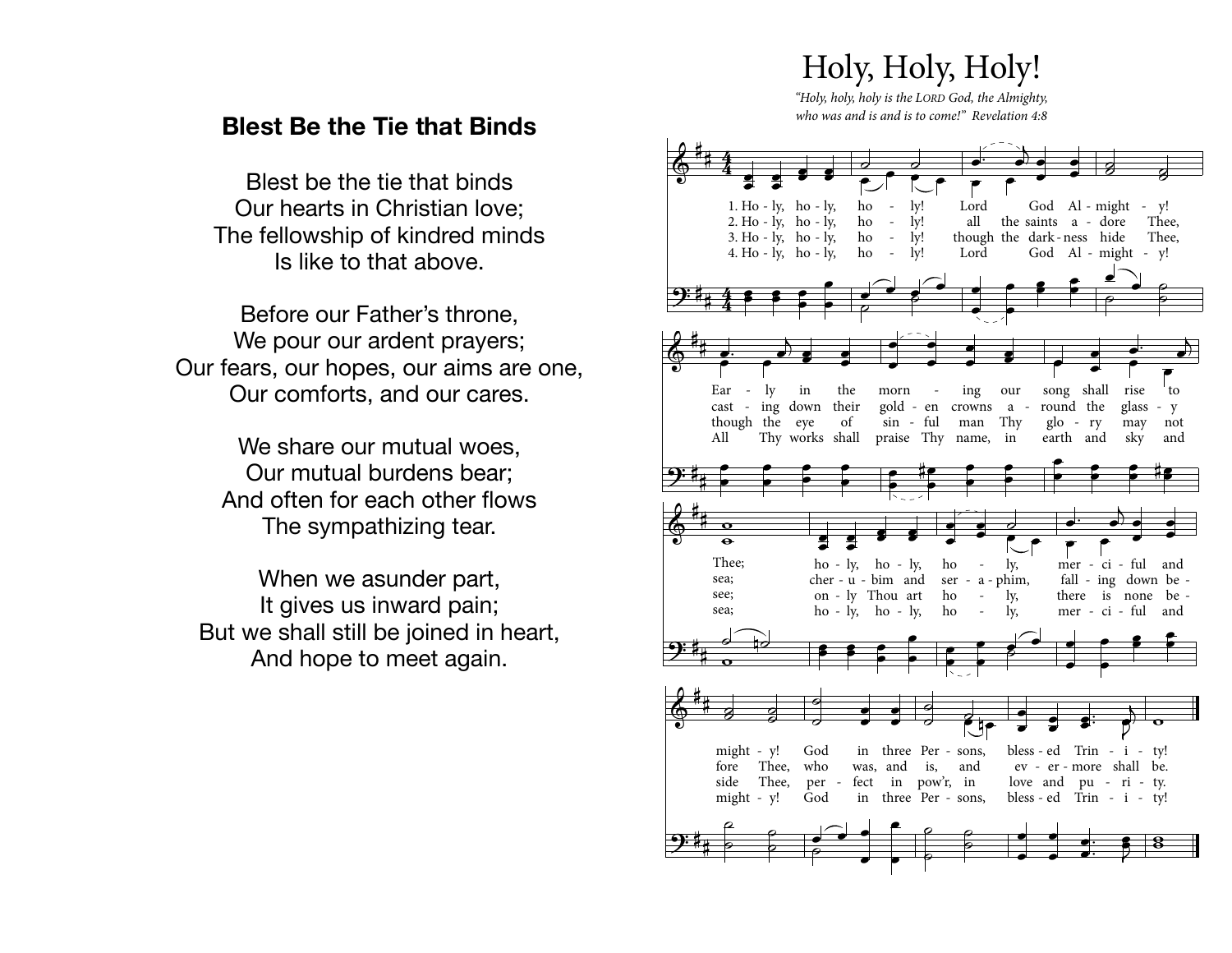## Blest Be the Tie that Binds

Blest be the tie that binds
Our hearts in Christian love;
The fellowship of kindred minds
Is like to that above.

Before our Father's throne,
We pour our ardent prayers;
Our fears, our hopes, our aims are one,
Our comforts, and our cares.

We share our mutual woes,
Our mutual burdens bear;
And often for each other flows
The sympathizing tear.

When we asunder part,
It gives us inward pain;
But we shall still be joined in heart,
And hope to meet again.

## Holy, Holy, Holy!

*"Holy, holy, holy is the LORD God, the Almighty, who was and is and is to come!" Revelation 4:8*

1. Ho - ly, ho - ly, ho - ly! Lord God Al - might - y! Ear - ly in the morn - ing our song shall rise to Thee; ho - ly, ho - ly, ho - ly, mer - ci - ful and might - y! God in three Per - sons, bless - ed Trin - i - ty!

2. Ho - ly, ho - ly, ho - ly! all the saints a - dore Thee, cast - ing down their gold - en crowns a - round the glass - y sea; cher - u - bim and ser - a - phim, fall - ing down be - fore Thee, who was, and is, and ev - er - more shall be.

3. Ho - ly, ho - ly, ho - ly! though the dark - ness hide Thee, though the eye of sin - ful man Thy glo - ry may not see; on - ly Thou art ho - ly, there is none be - side Thee, per - fect in pow'r, in love and pu - ri - ty.

4. Ho - ly, ho - ly, ho - ly! Lord God Al - might - y! All Thy works shall praise Thy name, in earth and sky and sea; ho - ly, ho - ly, ho - ly, mer - ci - ful and might - y! God in three Per - sons, bless - ed Trin - i - ty!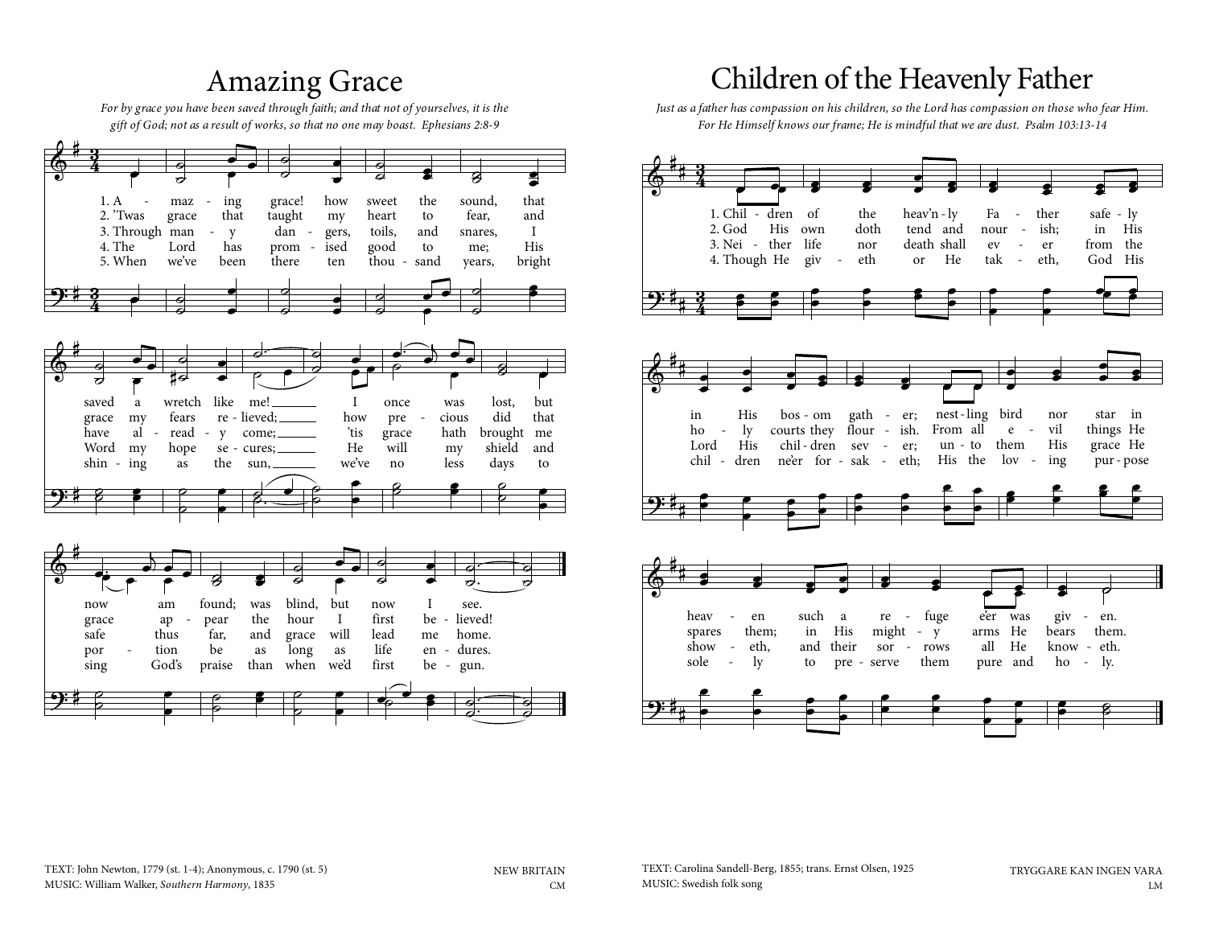# Amazing Grace

*For by grace you have been saved through faith; and that not of yourselves, it is the gift of God; not as a result of works, so that no one may boast. Ephesians 2:8-9*

1. Amazing grace! how sweet the sound, that saved a wretch like me! I once was lost, but now am found; was blind, but now I see.
2. 'Twas grace that taught my heart to fear, and grace my fears relieved; how precious did that grace appear the hour I first believed!
3. Through many dangers, toils, and snares, I have already come; 'tis grace hath brought me safe thus far, and grace will lead me home.
4. The Lord has promised good to me; His Word my hope secures; He will my shield and portion be as long as life endures.
5. When we've been there ten thousand years, bright shining as the sun, we've no less days to sing God's praise than when we'd first begun.

TEXT: John Newton, 1779 (st. 1-4); Anonymous, c. 1790 (st. 5)
MUSIC: William Walker, *Southern Harmony*, 1835

NEW BRITAIN
CM

# Children of the Heavenly Father

*Just as a father has compassion on his children, so the Lord has compassion on those who fear Him. For He Himself knows our frame; He is mindful that we are dust. Psalm 103:13-14*

1. Children of the heav'nly Father safely in His bosom gather; nestling bird nor star in heaven such a refuge e'er was given.
2. God His own doth tend and nourish; in His holy courts they flourish. From all evil things He spares them; in His mighty arms He bears them.
3. Neither life nor death shall ever from the Lord His children sever; unto them His grace He showeth, and their sorrows all He knoweth.
4. Though He giveth or He taketh, God His children ne'er forsaketh; His the loving purpose solely to preserve them pure and holy.

TEXT: Carolina Sandell-Berg, 1855; trans. Ernst Olsen, 1925
MUSIC: Swedish folk song

TRYGGARE KAN INGEN VARA
LM